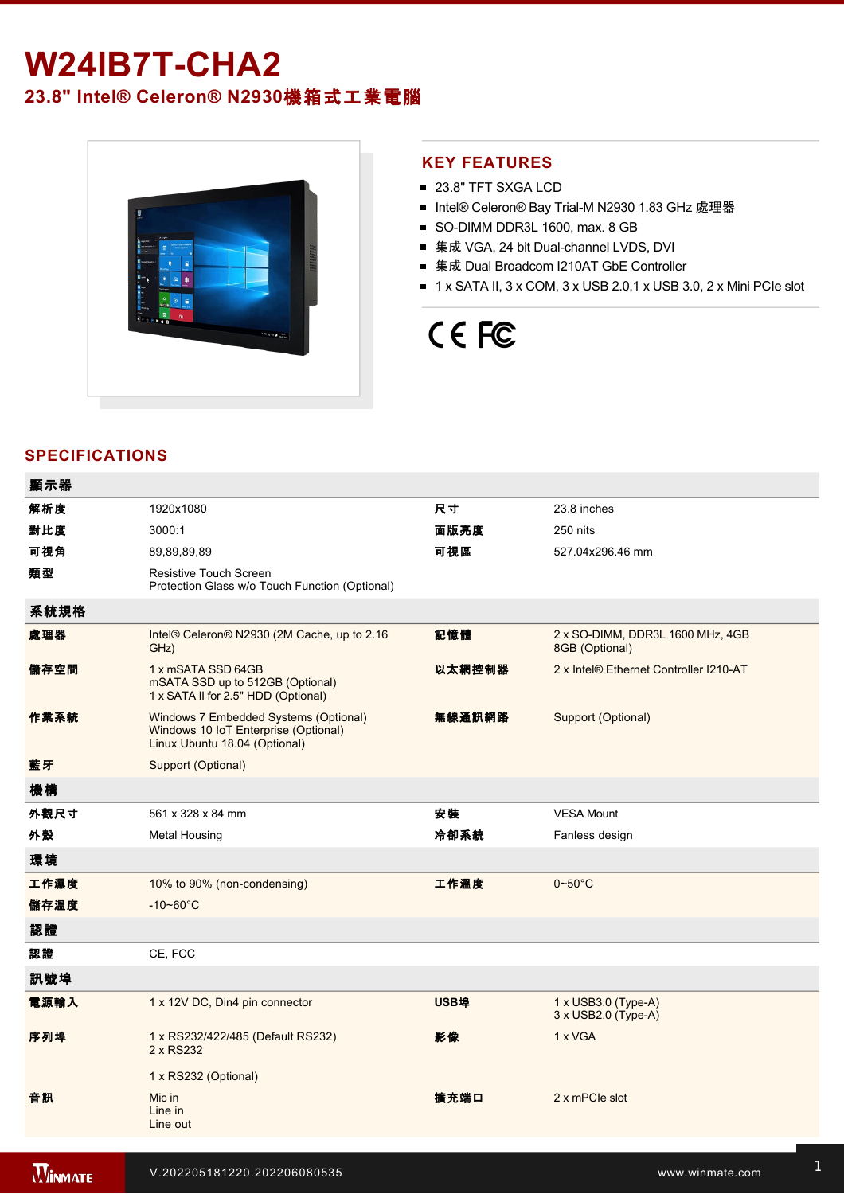# W24IB7T-CHA2

## 23.8" Intel® Celeron® N2930機箱式工業電腦

## KEY FEATURES

- 23.8" TFT SXGA LCD
- Intel® Celeron® Bay Trial-M N2930 1.83 GHz 處理器
- SO-DIMM DDR3L 1600, max. 8 GB
- 集成 VGA, 24 bit Dual-channel LVDS, DVI
- 集成 Dual Broadcom I210AT GbE Controller
- 1 x SATA II, 3 x COM, 3 x USB 2.0,1 x USB 3.0, 2 x Mini PCIe slot

## SPECIFICATIONS

| 顯示器 | | | |
|---|---|---|---|
| 解析度 | 1920x1080 | 尺寸 | 23.8 inches |
| 對比度 | 3000:1 | 面版亮度 | 250 nits |
| 可視角 | 89,89,89,89 | 可視區 | 527.04x296.46 mm |
| 類型 | Resistive Touch Screen<br>Protection Glass w/o Touch Function (Optional) | | |
| **系統規格** | | | |
| 處理器 | Intel® Celeron® N2930 (2M Cache, up to 2.16 GHz) | 記憶體 | 2 x SO-DIMM, DDR3L 1600 MHz, 4GB<br>8GB (Optional) |
| 儲存空間 | 1 x mSATA SSD 64GB<br>mSATA SSD up to 512GB (Optional)<br>1 x SATA II for 2.5" HDD (Optional) | 以太網控制器 | 2 x Intel® Ethernet Controller I210-AT |
| 作業系統 | Windows 7 Embedded Systems (Optional)<br>Windows 10 IoT Enterprise (Optional)<br>Linux Ubuntu 18.04 (Optional) | 無線通訊網路 | Support (Optional) |
| 藍牙 | Support (Optional) | | |
| **機構** | | | |
| 外觀尺寸 | 561 x 328 x 84 mm | 安裝 | VESA Mount |
| 外殼 | Metal Housing | 冷卻系統 | Fanless design |
| **環境** | | | |
| 工作濕度 | 10% to 90% (non-condensing) | 工作溫度 | 0~50°C |
| 儲存溫度 | -10~60°C | | |
| **認證** | | | |
| 認證 | CE, FCC | | |
| **訊號埠** | | | |
| 電源輸入 | 1 x 12V DC, Din4 pin connector | USB埠 | 1 x USB3.0 (Type-A)<br>3 x USB2.0 (Type-A) |
| 序列埠 | 1 x RS232/422/485 (Default RS232)<br>2 x RS232<br><br>1 x RS232 (Optional) | 影像 | 1 x VGA |
| 音訊 | Mic in<br>Line in<br>Line out | 擴充端口 | 2 x mPCIe slot |

V.202205181220.202206080535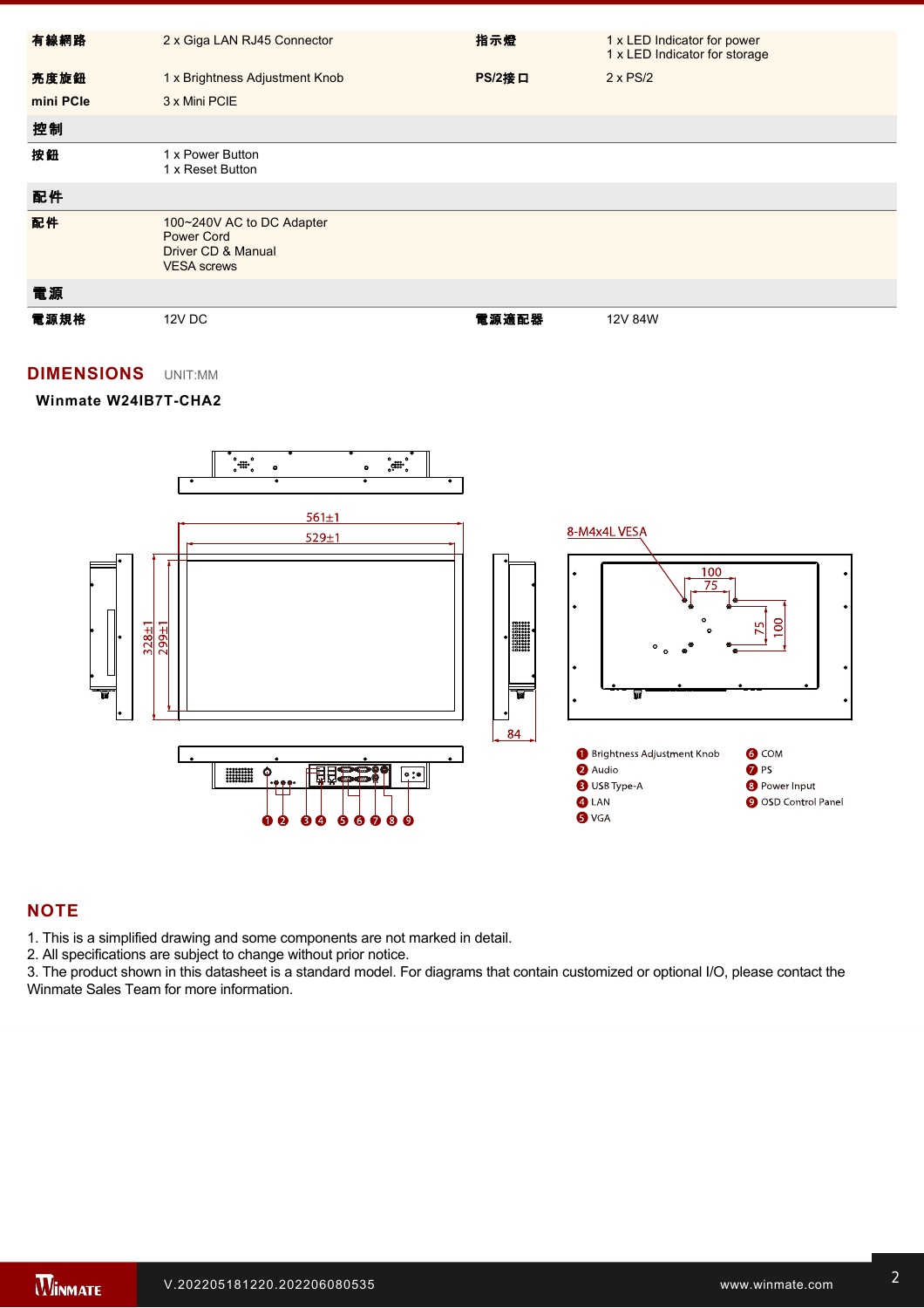| | | | |
|---|---|---|---|
| 有線網路 | 2 x Giga LAN RJ45 Connector | 指示燈 | 1 x LED Indicator for power<br>1 x LED Indicator for storage |
| 亮度旋鈕 | 1 x Brightness Adjustment Knob | PS/2接口 | 2 x PS/2 |
| mini PCIe | 3 x Mini PCIE | | |

## 控制

| | |
|---|---|
| 按鈕 | 1 x Power Button<br>1 x Reset Button |

## 配件

| | |
|---|---|
| 配件 | 100~240V AC to DC Adapter<br>Power Cord<br>Driver CD & Manual<br>VESA screws |

## 電源

| | | | |
|---|---|---|---|
| 電源規格 | 12V DC | 電源適配器 | 12V 84W |

## DIMENSIONS UNIT:MM

**Winmate W24IB7T-CHA2**

561±1
529±1
328±1
299±1
84
8-M4x4L VESA
100
75
75
100

1. Brightness Adjustment Knob
2. Audio
3. USB Type-A
4. LAN
5. VGA
6. COM
7. PS
8. Power Input
9. OSD Control Panel

## NOTE

1. This is a simplified drawing and some components are not marked in detail.
2. All specifications are subject to change without prior notice.
3. The product shown in this datasheet is a standard model. For diagrams that contain customized or optional I/O, please contact the Winmate Sales Team for more information.